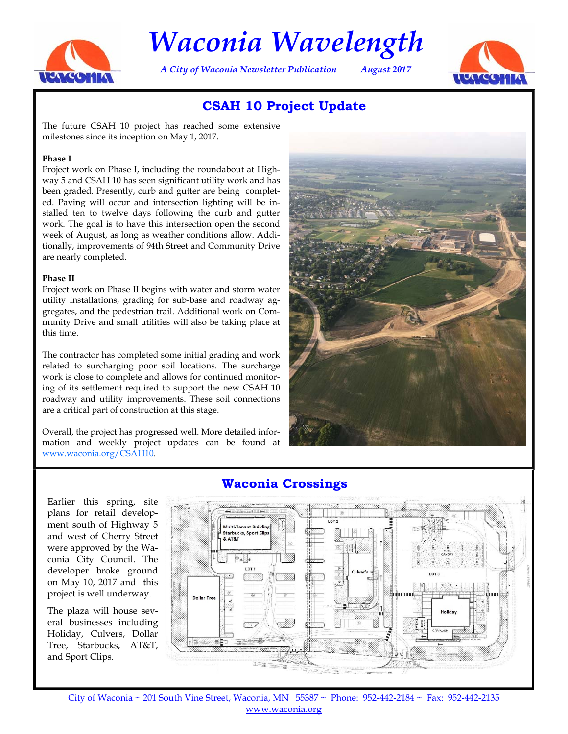# Waconia Wavelength

*A City of Waconia Newsletter Publication* *August 2017*

## CSAH 10 Project Update

The future CSAH 10 project has reached some extensive milestones since its inception on May 1, 2017.

**Phase I**

Project work on Phase I, including the roundabout at Highway 5 and CSAH 10 has seen significant utility work and has been graded. Presently, curb and gutter are being completed. Paving will occur and intersection lighting will be installed ten to twelve days following the curb and gutter work. The goal is to have this intersection open the second week of August, as long as weather conditions allow. Additionally, improvements of 94th Street and Community Drive are nearly completed.

**Phase II**

Project work on Phase II begins with water and storm water utility installations, grading for sub-base and roadway aggregates, and the pedestrian trail. Additional work on Community Drive and small utilities will also be taking place at this time.

The contractor has completed some initial grading and work related to surcharging poor soil locations. The surcharge work is close to complete and allows for continued monitoring of its settlement required to support the new CSAH 10 roadway and utility improvements. These soil connections are a critical part of construction at this stage.

Overall, the project has progressed well. More detailed information and weekly project updates can be found at www.waconia.org/CSAH10.

## Waconia Crossings

Earlier this spring, site plans for retail development south of Highway 5 and west of Cherry Street were approved by the Waconia City Council. The developer broke ground on May 10, 2017 and this project is well underway.

The plaza will house several businesses including Holiday, Culvers, Dollar Tree, Starbucks, AT&T, and Sport Clips.

Multi-Tenant Building Starbucks, Sport Clips & AT&T

LOT 1

LOT 2

LOT 3

Dollar Tree

Culver's

FUEL CANOPY

Holiday

CAR WASH

City of Waconia ~ 201 South Vine Street, Waconia, MN 55387 ~ Phone: 952-442-2184 ~ Fax: 952-442-2135
www.waconia.org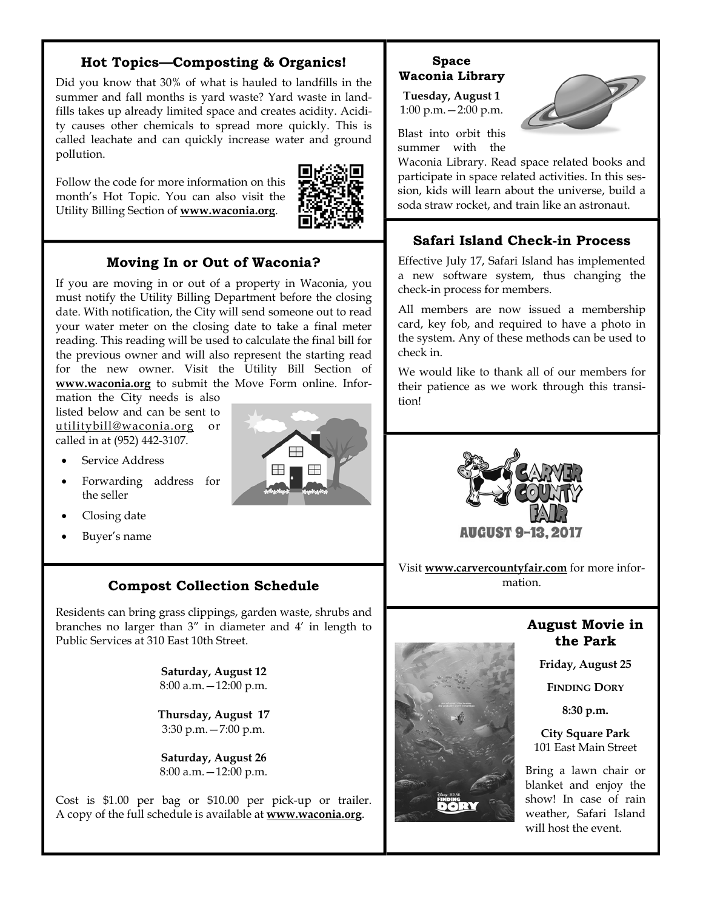## Hot Topics—Composting & Organics!

Did you know that 30% of what is hauled to landfills in the summer and fall months is yard waste? Yard waste in landfills takes up already limited space and creates acidity. Acidity causes other chemicals to spread more quickly. This is called leachate and can quickly increase water and ground pollution.

Follow the code for more information on this month's Hot Topic. You can also visit the Utility Billing Section of **www.waconia.org**.

## Moving In or Out of Waconia?

If you are moving in or out of a property in Waconia, you must notify the Utility Billing Department before the closing date. With notification, the City will send someone out to read your water meter on the closing date to take a final meter reading. This reading will be used to calculate the final bill for the previous owner and will also represent the starting read for the new owner. Visit the Utility Bill Section of **www.waconia.org** to submit the Move Form online. Information the City needs is also listed below and can be sent to utilitybill@waconia.org or called in at (952) 442-3107.

- Service Address
- Forwarding address for the seller
- Closing date
- Buyer's name

## Compost Collection Schedule

Residents can bring grass clippings, garden waste, shrubs and branches no larger than 3" in diameter and 4' in length to Public Services at 310 East 10th Street.

**Saturday, August 12**
8:00 a.m.—12:00 p.m.

**Thursday, August 17**
3:30 p.m.—7:00 p.m.

**Saturday, August 26**
8:00 a.m.—12:00 p.m.

Cost is $1.00 per bag or $10.00 per pick-up or trailer. A copy of the full schedule is available at **www.waconia.org**.

## Space Waconia Library

**Tuesday, August 1**
1:00 p.m.—2:00 p.m.

Blast into orbit this summer with the Waconia Library. Read space related books and participate in space related activities. In this session, kids will learn about the universe, build a soda straw rocket, and train like an astronaut.

## Safari Island Check-in Process

Effective July 17, Safari Island has implemented a new software system, thus changing the check-in process for members.

All members are now issued a membership card, key fob, and required to have a photo in the system. Any of these methods can be used to check in.

We would like to thank all of our members for their patience as we work through this transition!

CARVER COUNTY FAIR
AUGUST 9-13, 2017

Visit **www.carvercountyfair.com** for more information.

## August Movie in the Park

**Friday, August 25**

**FINDING DORY**

**8:30 p.m.**

**City Square Park**
101 East Main Street

Bring a lawn chair or blanket and enjoy the show! In case of rain weather, Safari Island will host the event.